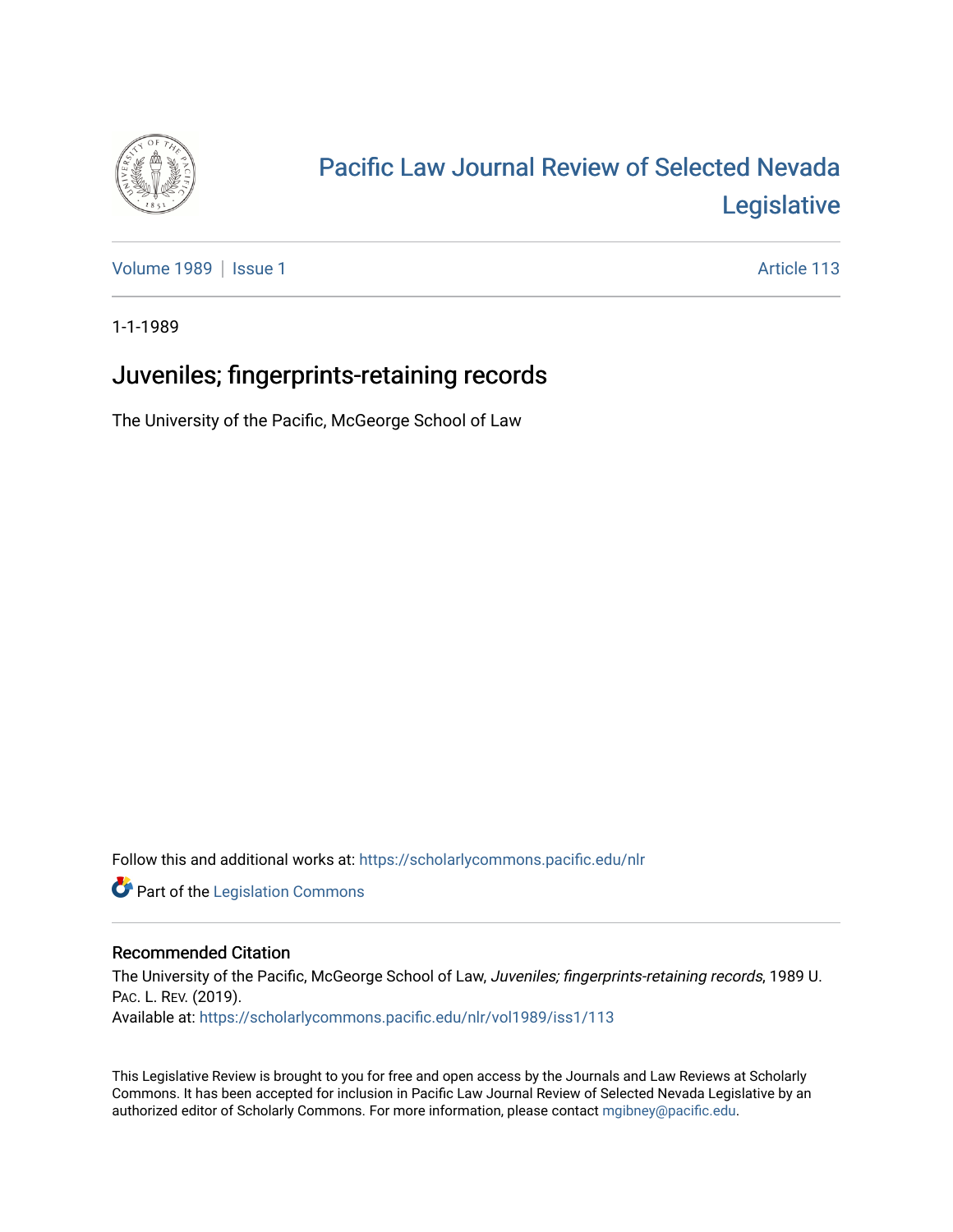# Pacific Law Journal Review of Selected Nevada Legislative

Volume 1989 | Issue 1

Article 113

1-1-1989

## Juveniles; fingerprints-retaining records

The University of the Pacific, McGeorge School of Law

Follow this and additional works at: https://scholarlycommons.pacific.edu/nlr

Part of the Legislation Commons

### Recommended Citation

The University of the Pacific, McGeorge School of Law, *Juveniles; fingerprints-retaining records*, 1989 U. PAC. L. REV. (2019).

Available at: https://scholarlycommons.pacific.edu/nlr/vol1989/iss1/113

This Legislative Review is brought to you for free and open access by the Journals and Law Reviews at Scholarly Commons. It has been accepted for inclusion in Pacific Law Journal Review of Selected Nevada Legislative by an authorized editor of Scholarly Commons. For more information, please contact mgibney@pacific.edu.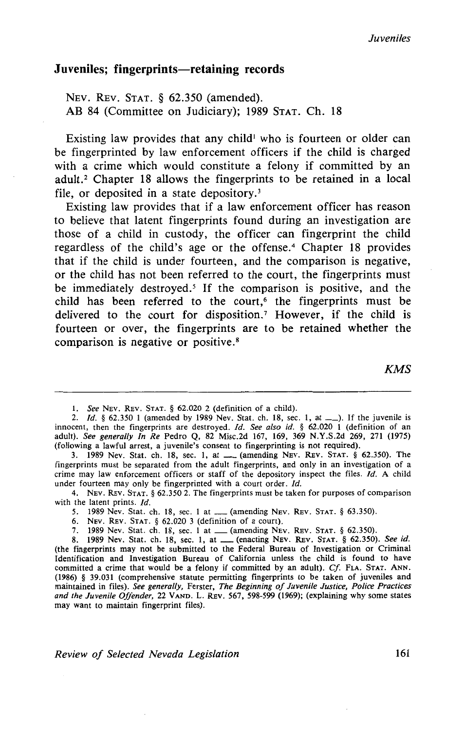## Juveniles; fingerprints—retaining records

NEV. REV. STAT. § 62.350 (amended).
AB 84 (Committee on Judiciary); 1989 STAT. Ch. 18

Existing law provides that any child[1] who is fourteen or older can be fingerprinted by law enforcement officers if the child is charged with a crime which would constitute a felony if committed by an adult.[2] Chapter 18 allows the fingerprints to be retained in a local file, or deposited in a state depository.[3]

Existing law provides that if a law enforcement officer has reason to believe that latent fingerprints found during an investigation are those of a child in custody, the officer can fingerprint the child regardless of the child's age or the offense.[4] Chapter 18 provides that if the child is under fourteen, and the comparison is negative, or the child has not been referred to the court, the fingerprints must be immediately destroyed.[5] If the comparison is positive, and the child has been referred to the court,[6] the fingerprints must be delivered to the court for disposition.[7] However, if the child is fourteen or over, the fingerprints are to be retained whether the comparison is negative or positive.[8]

*KMS*

---

1. *See* NEV. REV. STAT. § 62.020 2 (definition of a child).
2. *Id.* § 62.350 1 (amended by 1989 Nev. Stat. ch. 18, sec. 1, at \_\_). If the juvenile is innocent, then the fingerprints are destroyed. *Id. See also id.* § 62.020 1 (definition of an adult). *See generally In Re* Pedro Q, 82 Misc.2d 167, 169, 369 N.Y.S.2d 269, 271 (1975) (following a lawful arrest, a juvenile's consent to fingerprinting is not required).
3. 1989 Nev. Stat. ch. 18, sec. 1, at \_\_ (amending NEV. REV. STAT. § 62.350). The fingerprints must be separated from the adult fingerprints, and only in an investigation of a crime may law enforcement officers or staff of the depository inspect the files. *Id.* A child under fourteen may only be fingerprinted with a court order. *Id.*
4. NEV. REV. STAT. § 62.350 2. The fingerprints must be taken for purposes of comparison with the latent prints. *Id.*
5. 1989 Nev. Stat. ch. 18, sec. 1 at \_\_ (amending NEV. REV. STAT. § 63.350).
6. NEV. REV. STAT. § 62.020 3 (definition of a court).
7. 1989 Nev. Stat. ch. 18, sec. 1 at \_\_ (amending NEV. REV. STAT. § 62.350).
8. 1989 Nev. Stat. ch. 18, sec. 1, at \_\_ (enacting NEV. REV. STAT. § 62.350). *See id.* (the fingerprints may not be submitted to the Federal Bureau of Investigation or Criminal Identification and Investigation Bureau of California unless the child is found to have committed a crime that would be a felony if committed by an adult). *Cf.* FLA. STAT. ANN. (1986) § 39.031 (comprehensive statute permitting fingerprints to be taken of juveniles and maintained in files). *See generally,* Ferster, *The Beginning of Juvenile Justice, Police Practices and the Juvenile Offender,* 22 VAND. L. REV. 567, 598-599 (1969); (explaining why some states may want to maintain fingerprint files).